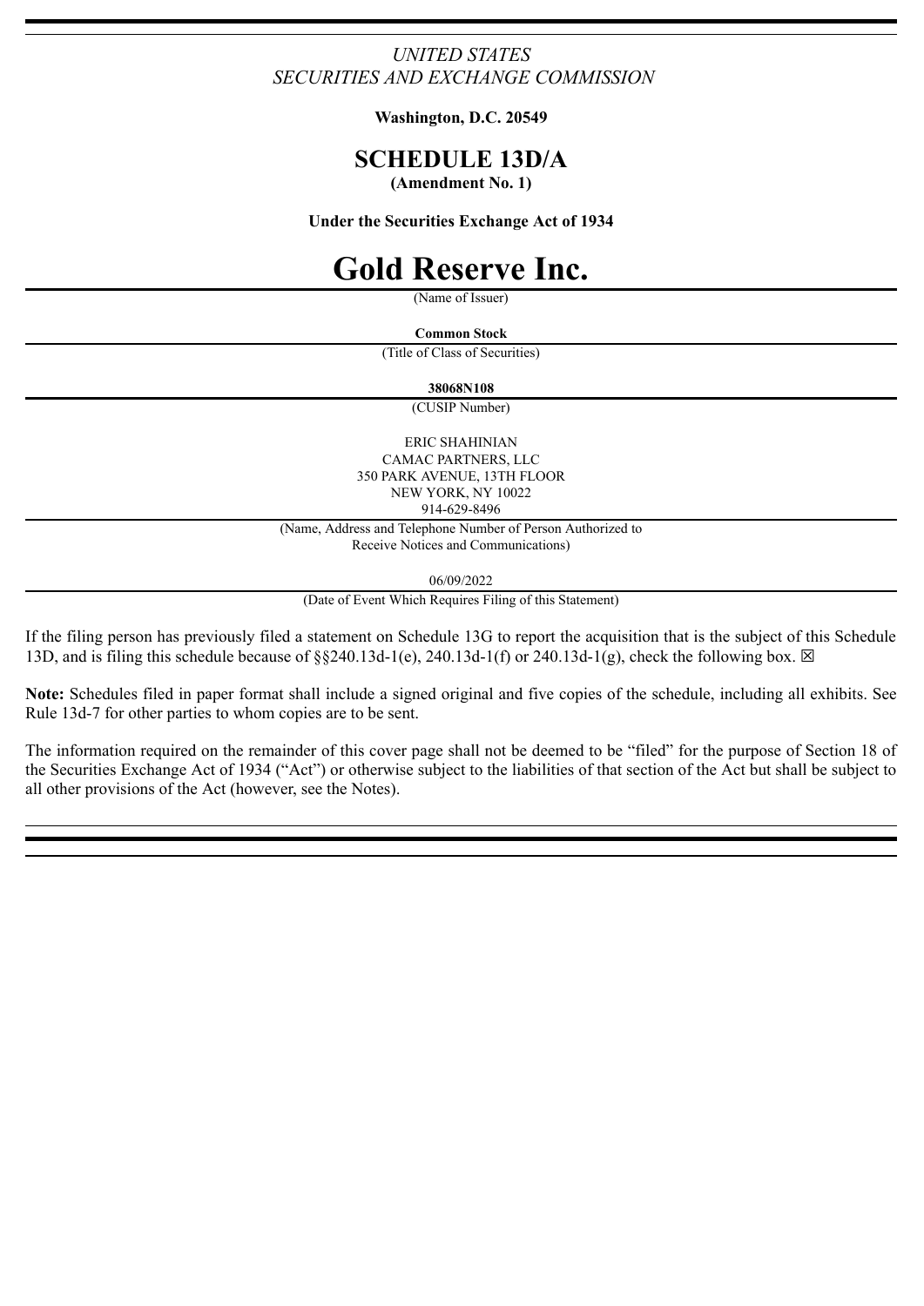*UNITED STATES*
*SECURITIES AND EXCHANGE COMMISSION*

**Washington, D.C. 20549**

# SCHEDULE 13D/A

**(Amendment No. 1)**

**Under the Securities Exchange Act of 1934**

# Gold Reserve Inc.

(Name of Issuer)

**Common Stock**

(Title of Class of Securities)

**38068N108**

(CUSIP Number)

ERIC SHAHINIAN
CAMAC PARTNERS, LLC
350 PARK AVENUE, 13TH FLOOR
NEW YORK, NY 10022
914-629-8496

(Name, Address and Telephone Number of Person Authorized to Receive Notices and Communications)

06/09/2022

(Date of Event Which Requires Filing of this Statement)

If the filing person has previously filed a statement on Schedule 13G to report the acquisition that is the subject of this Schedule 13D, and is filing this schedule because of §§240.13d-1(e), 240.13d-1(f) or 240.13d-1(g), check the following box. ☒

**Note:** Schedules filed in paper format shall include a signed original and five copies of the schedule, including all exhibits. See Rule 13d-7 for other parties to whom copies are to be sent.

The information required on the remainder of this cover page shall not be deemed to be "filed" for the purpose of Section 18 of the Securities Exchange Act of 1934 ("Act") or otherwise subject to the liabilities of that section of the Act but shall be subject to all other provisions of the Act (however, see the Notes).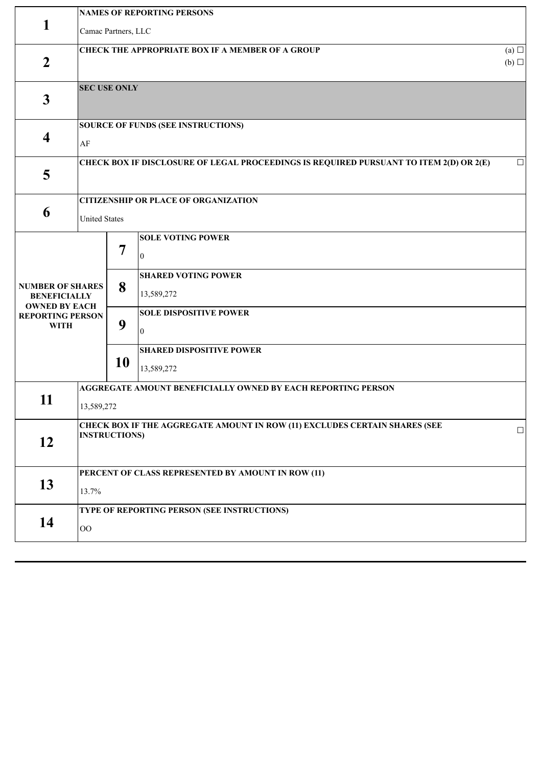| | | | |
|---|---|---|---|
| **1** | **NAMES OF REPORTING PERSONS**<br><br>Camac Partners, LLC | | |
| **2** | **CHECK THE APPROPRIATE BOX IF A MEMBER OF A GROUP** | | (a) ☐<br>(b) ☐ |
| **3** | **SEC USE ONLY** | | |
| **4** | **SOURCE OF FUNDS (SEE INSTRUCTIONS)**<br><br>AF | | |
| **5** | **CHECK BOX IF DISCLOSURE OF LEGAL PROCEEDINGS IS REQUIRED PURSUANT TO ITEM 2(D) OR 2(E)** | | ☐ |
| **6** | **CITIZENSHIP OR PLACE OF ORGANIZATION**<br><br>United States | | |
| **NUMBER OF SHARES BENEFICIALLY OWNED BY EACH REPORTING PERSON WITH** | **7** | **SOLE VOTING POWER**<br><br>0 | |
| | **8** | **SHARED VOTING POWER**<br><br>13,589,272 | |
| | **9** | **SOLE DISPOSITIVE POWER**<br><br>0 | |
| | **10** | **SHARED DISPOSITIVE POWER**<br><br>13,589,272 | |
| **11** | **AGGREGATE AMOUNT BENEFICIALLY OWNED BY EACH REPORTING PERSON**<br><br>13,589,272 | | |
| **12** | **CHECK BOX IF THE AGGREGATE AMOUNT IN ROW (11) EXCLUDES CERTAIN SHARES (SEE INSTRUCTIONS)** | | ☐ |
| **13** | **PERCENT OF CLASS REPRESENTED BY AMOUNT IN ROW (11)**<br><br>13.7% | | |
| **14** | **TYPE OF REPORTING PERSON (SEE INSTRUCTIONS)**<br><br>OO | | |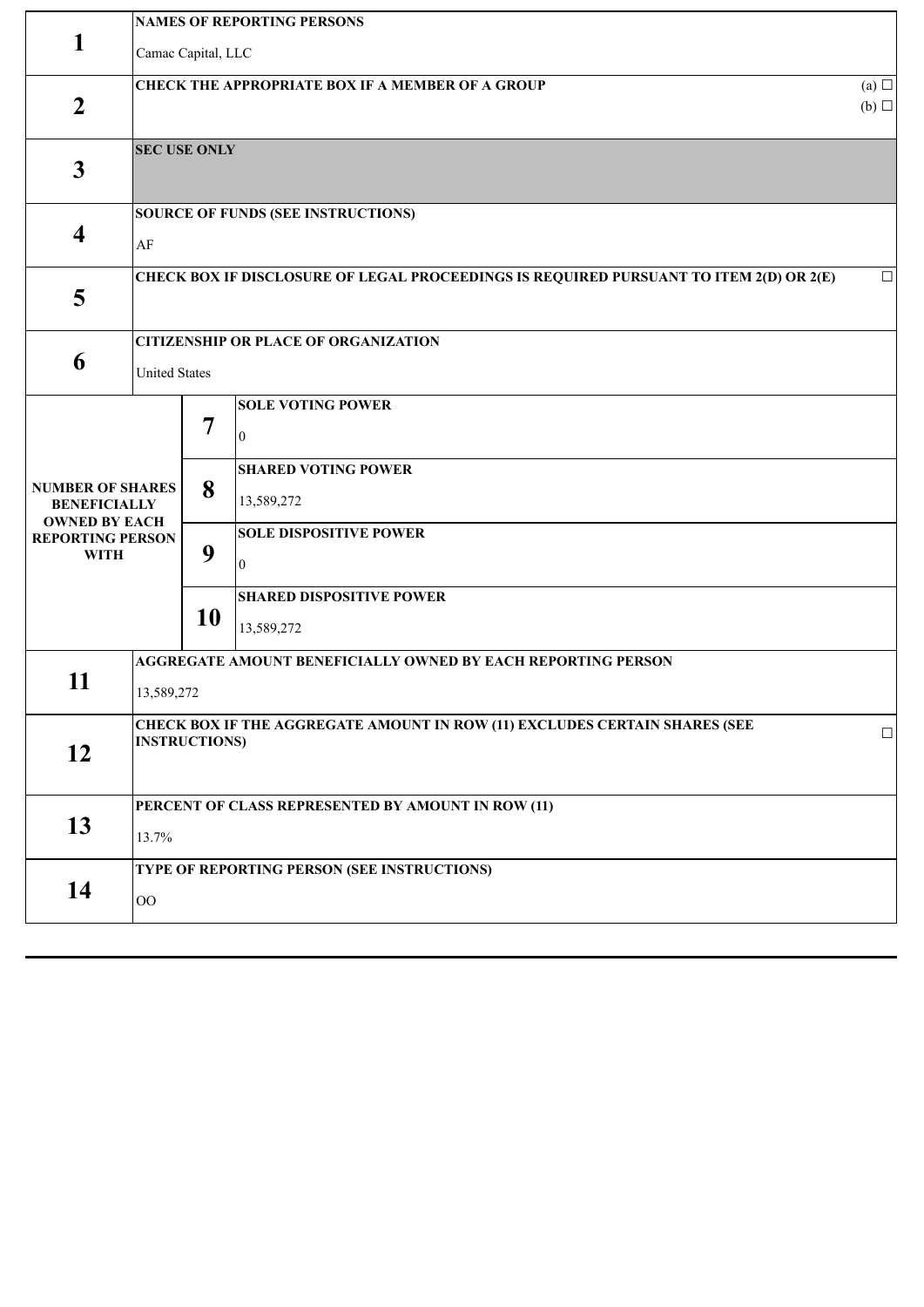| | | | |
|---|---|---|---|
| **1** | **NAMES OF REPORTING PERSONS**<br><br>Camac Capital, LLC | | |
| **2** | **CHECK THE APPROPRIATE BOX IF A MEMBER OF A GROUP** (a) ☐ (b) ☐ | | |
| **3** | **SEC USE ONLY** | | |
| **4** | **SOURCE OF FUNDS (SEE INSTRUCTIONS)**<br><br>AF | | |
| **5** | **CHECK BOX IF DISCLOSURE OF LEGAL PROCEEDINGS IS REQUIRED PURSUANT TO ITEM 2(D) OR 2(E)** ☐ | | |
| **6** | **CITIZENSHIP OR PLACE OF ORGANIZATION**<br><br>United States | | |
| **NUMBER OF SHARES BENEFICIALLY OWNED BY EACH REPORTING PERSON WITH** | | **7** | **SOLE VOTING POWER**<br><br>0 |
| | | **8** | **SHARED VOTING POWER**<br><br>13,589,272 |
| | | **9** | **SOLE DISPOSITIVE POWER**<br><br>0 |
| | | **10** | **SHARED DISPOSITIVE POWER**<br><br>13,589,272 |
| **11** | **AGGREGATE AMOUNT BENEFICIALLY OWNED BY EACH REPORTING PERSON**<br><br>13,589,272 | | |
| **12** | **CHECK BOX IF THE AGGREGATE AMOUNT IN ROW (11) EXCLUDES CERTAIN SHARES (SEE INSTRUCTIONS)** ☐ | | |
| **13** | **PERCENT OF CLASS REPRESENTED BY AMOUNT IN ROW (11)**<br><br>13.7% | | |
| **14** | **TYPE OF REPORTING PERSON (SEE INSTRUCTIONS)**<br><br>OO | | |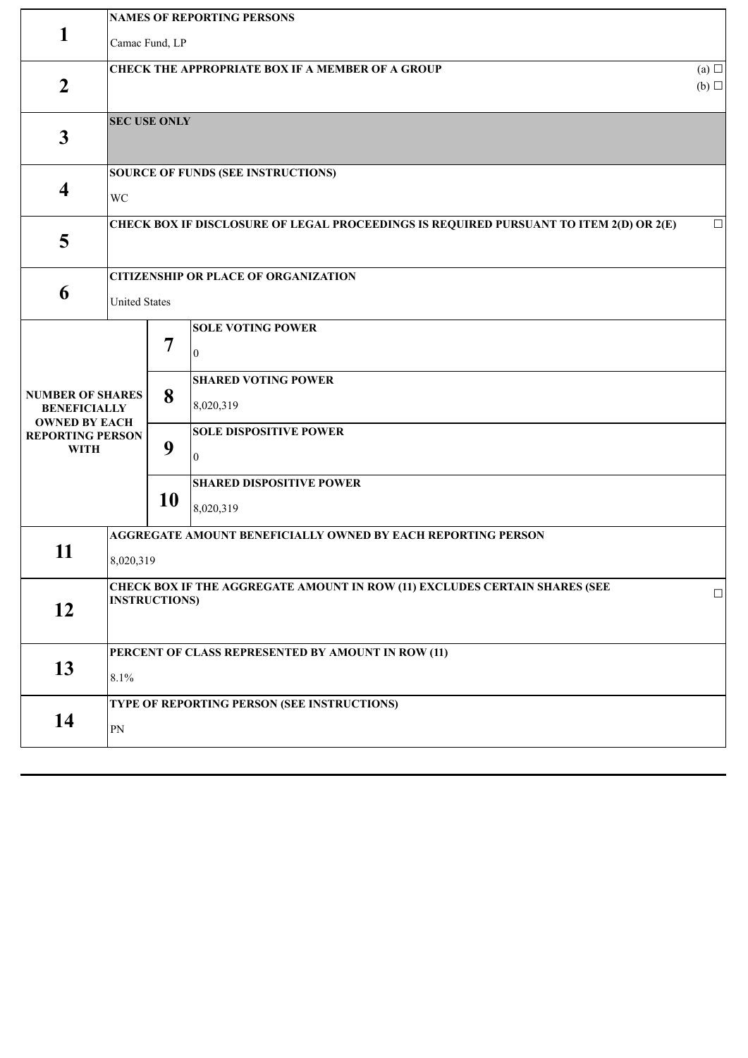| | | | |
|---|---|---|---|
| **1** | **NAMES OF REPORTING PERSONS**<br><br>Camac Fund, LP | | |
| **2** | **CHECK THE APPROPRIATE BOX IF A MEMBER OF A GROUP** (a) ☐ (b) ☐ | | |
| **3** | **SEC USE ONLY** | | |
| **4** | **SOURCE OF FUNDS (SEE INSTRUCTIONS)**<br><br>WC | | |
| **5** | **CHECK BOX IF DISCLOSURE OF LEGAL PROCEEDINGS IS REQUIRED PURSUANT TO ITEM 2(D) OR 2(E)** ☐ | | |
| **6** | **CITIZENSHIP OR PLACE OF ORGANIZATION**<br><br>United States | | |
| **NUMBER OF SHARES BENEFICIALLY OWNED BY EACH REPORTING PERSON WITH** | **7** | **SOLE VOTING POWER**<br><br>0 | |
| | **8** | **SHARED VOTING POWER**<br><br>8,020,319 | |
| | **9** | **SOLE DISPOSITIVE POWER**<br><br>0 | |
| | **10** | **SHARED DISPOSITIVE POWER**<br><br>8,020,319 | |
| **11** | **AGGREGATE AMOUNT BENEFICIALLY OWNED BY EACH REPORTING PERSON**<br><br>8,020,319 | | |
| **12** | **CHECK BOX IF THE AGGREGATE AMOUNT IN ROW (11) EXCLUDES CERTAIN SHARES (SEE INSTRUCTIONS)** ☐ | | |
| **13** | **PERCENT OF CLASS REPRESENTED BY AMOUNT IN ROW (11)**<br><br>8.1% | | |
| **14** | **TYPE OF REPORTING PERSON (SEE INSTRUCTIONS)**<br><br>PN | | |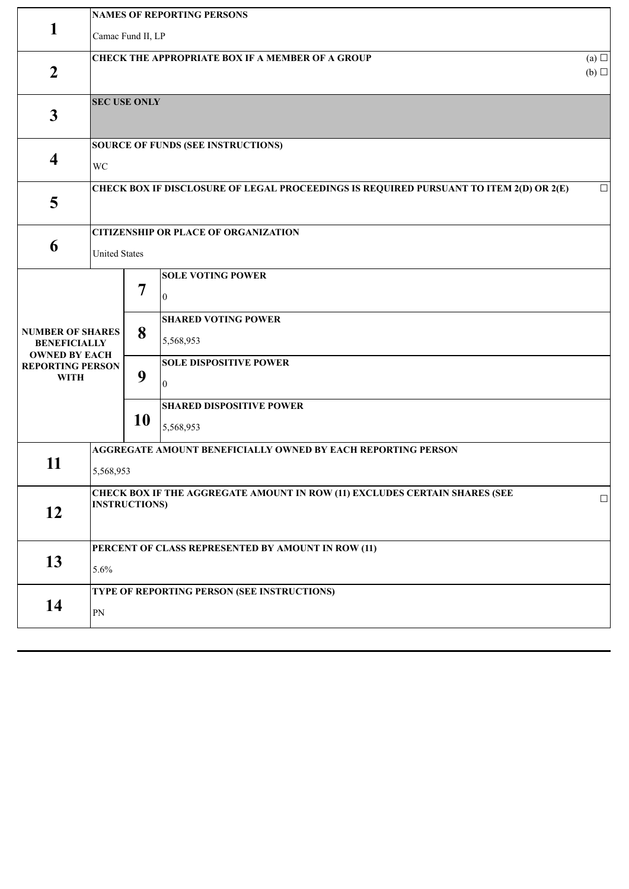| | | | |
|---|---|---|---|
| **1** | **NAMES OF REPORTING PERSONS**<br><br>Camac Fund II, LP | | |
| **2** | **CHECK THE APPROPRIATE BOX IF A MEMBER OF A GROUP** (a) ☐ (b) ☐ | | |
| **3** | **SEC USE ONLY** | | |
| **4** | **SOURCE OF FUNDS (SEE INSTRUCTIONS)**<br><br>WC | | |
| **5** | **CHECK BOX IF DISCLOSURE OF LEGAL PROCEEDINGS IS REQUIRED PURSUANT TO ITEM 2(D) OR 2(E)** ☐ | | |
| **6** | **CITIZENSHIP OR PLACE OF ORGANIZATION**<br><br>United States | | |
| **NUMBER OF SHARES BENEFICIALLY OWNED BY EACH REPORTING PERSON WITH** | | **7** | **SOLE VOTING POWER**<br><br>0 |
| | | **8** | **SHARED VOTING POWER**<br><br>5,568,953 |
| | | **9** | **SOLE DISPOSITIVE POWER**<br><br>0 |
| | | **10** | **SHARED DISPOSITIVE POWER**<br><br>5,568,953 |
| **11** | **AGGREGATE AMOUNT BENEFICIALLY OWNED BY EACH REPORTING PERSON**<br><br>5,568,953 | | |
| **12** | **CHECK BOX IF THE AGGREGATE AMOUNT IN ROW (11) EXCLUDES CERTAIN SHARES (SEE INSTRUCTIONS)** ☐ | | |
| **13** | **PERCENT OF CLASS REPRESENTED BY AMOUNT IN ROW (11)**<br><br>5.6% | | |
| **14** | **TYPE OF REPORTING PERSON (SEE INSTRUCTIONS)**<br><br>PN | | |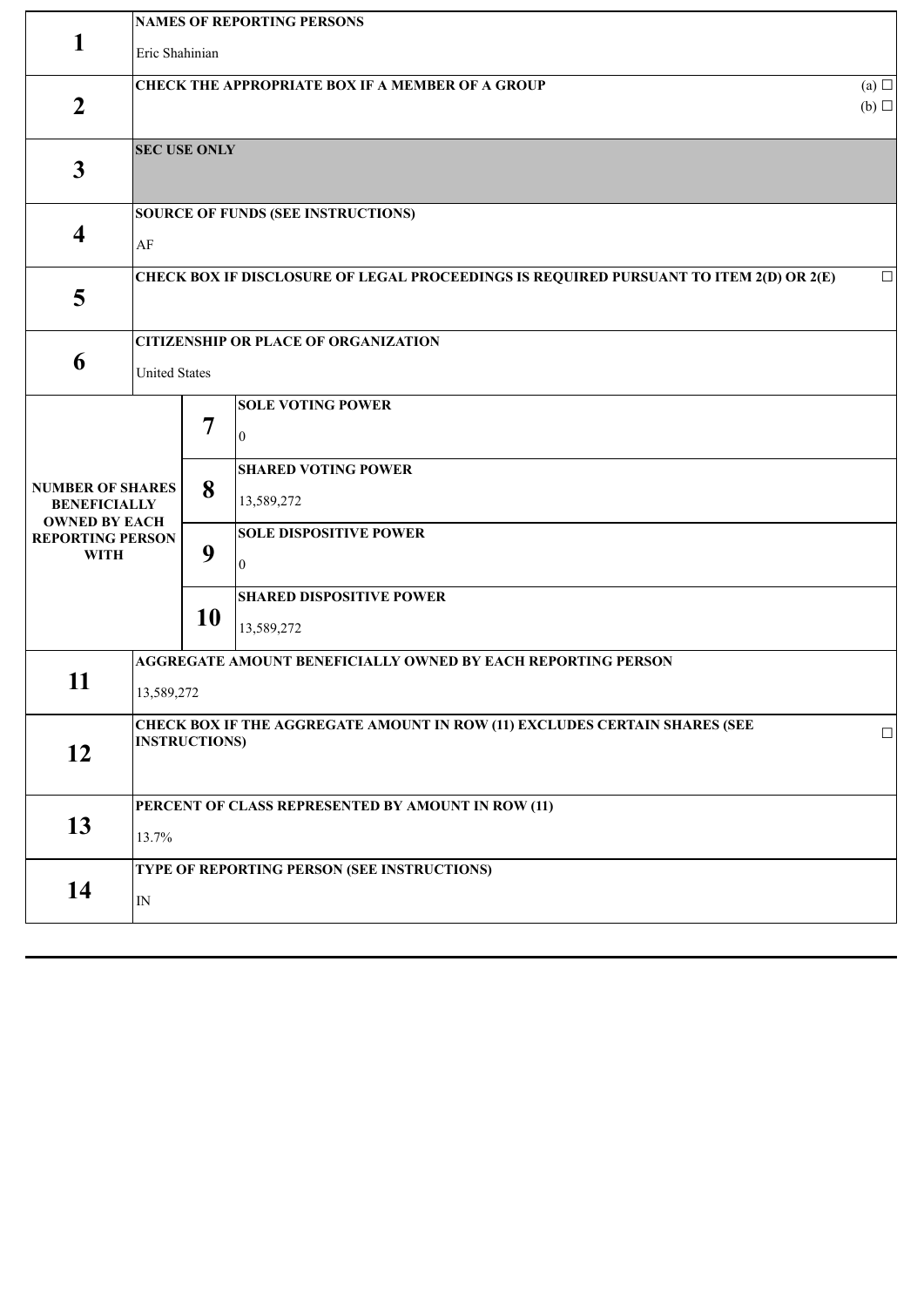| | | | |
|---|---|---|---|
| 1 | **NAMES OF REPORTING PERSONS**<br><br>Eric Shahinian | | |
| 2 | **CHECK THE APPROPRIATE BOX IF A MEMBER OF A GROUP** | | (a) ☐<br>(b) ☐ |
| 3 | **SEC USE ONLY** | | |
| 4 | **SOURCE OF FUNDS (SEE INSTRUCTIONS)**<br><br>AF | | |
| 5 | **CHECK BOX IF DISCLOSURE OF LEGAL PROCEEDINGS IS REQUIRED PURSUANT TO ITEM 2(D) OR 2(E)** | | ☐ |
| 6 | **CITIZENSHIP OR PLACE OF ORGANIZATION**<br><br>United States | | |
| **NUMBER OF SHARES BENEFICIALLY OWNED BY EACH REPORTING PERSON WITH** | 7 | **SOLE VOTING POWER**<br><br>0 | |
| | 8 | **SHARED VOTING POWER**<br><br>13,589,272 | |
| | 9 | **SOLE DISPOSITIVE POWER**<br><br>0 | |
| | 10 | **SHARED DISPOSITIVE POWER**<br><br>13,589,272 | |
| 11 | **AGGREGATE AMOUNT BENEFICIALLY OWNED BY EACH REPORTING PERSON**<br><br>13,589,272 | | |
| 12 | **CHECK BOX IF THE AGGREGATE AMOUNT IN ROW (11) EXCLUDES CERTAIN SHARES (SEE INSTRUCTIONS)** | | ☐ |
| 13 | **PERCENT OF CLASS REPRESENTED BY AMOUNT IN ROW (11)**<br><br>13.7% | | |
| 14 | **TYPE OF REPORTING PERSON (SEE INSTRUCTIONS)**<br><br>IN | | |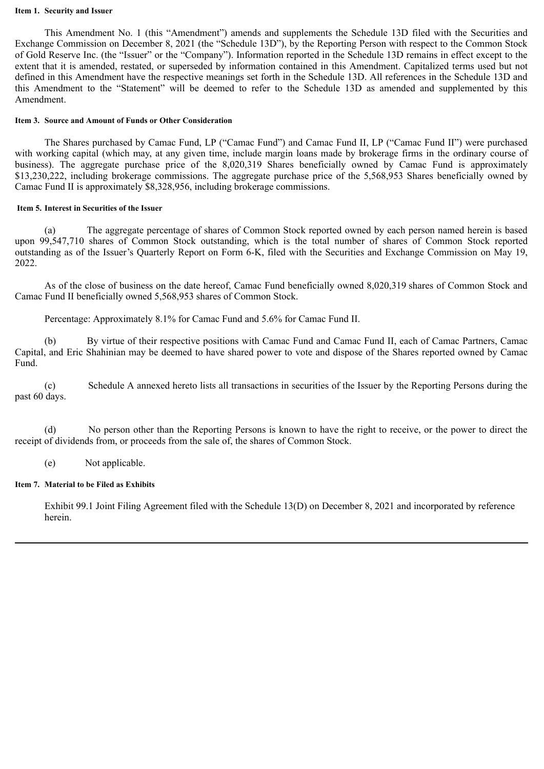**Item 1. Security and Issuer**

This Amendment No. 1 (this "Amendment") amends and supplements the Schedule 13D filed with the Securities and Exchange Commission on December 8, 2021 (the "Schedule 13D"), by the Reporting Person with respect to the Common Stock of Gold Reserve Inc. (the "Issuer" or the "Company"). Information reported in the Schedule 13D remains in effect except to the extent that it is amended, restated, or superseded by information contained in this Amendment. Capitalized terms used but not defined in this Amendment have the respective meanings set forth in the Schedule 13D. All references in the Schedule 13D and this Amendment to the "Statement" will be deemed to refer to the Schedule 13D as amended and supplemented by this Amendment.

**Item 3. Source and Amount of Funds or Other Consideration**

The Shares purchased by Camac Fund, LP ("Camac Fund") and Camac Fund II, LP ("Camac Fund II") were purchased with working capital (which may, at any given time, include margin loans made by brokerage firms in the ordinary course of business). The aggregate purchase price of the 8,020,319 Shares beneficially owned by Camac Fund is approximately $13,230,222, including brokerage commissions. The aggregate purchase price of the 5,568,953 Shares beneficially owned by Camac Fund II is approximately $8,328,956, including brokerage commissions.

**Item 5. Interest in Securities of the Issuer**

(a) The aggregate percentage of shares of Common Stock reported owned by each person named herein is based upon 99,547,710 shares of Common Stock outstanding, which is the total number of shares of Common Stock reported outstanding as of the Issuer's Quarterly Report on Form 6-K, filed with the Securities and Exchange Commission on May 19, 2022.

As of the close of business on the date hereof, Camac Fund beneficially owned 8,020,319 shares of Common Stock and Camac Fund II beneficially owned 5,568,953 shares of Common Stock.

Percentage: Approximately 8.1% for Camac Fund and 5.6% for Camac Fund II.

(b) By virtue of their respective positions with Camac Fund and Camac Fund II, each of Camac Partners, Camac Capital, and Eric Shahinian may be deemed to have shared power to vote and dispose of the Shares reported owned by Camac Fund.

(c) Schedule A annexed hereto lists all transactions in securities of the Issuer by the Reporting Persons during the past 60 days.

(d) No person other than the Reporting Persons is known to have the right to receive, or the power to direct the receipt of dividends from, or proceeds from the sale of, the shares of Common Stock.

(e) Not applicable.

**Item 7. Material to be Filed as Exhibits**

Exhibit 99.1 Joint Filing Agreement filed with the Schedule 13(D) on December 8, 2021 and incorporated by reference herein.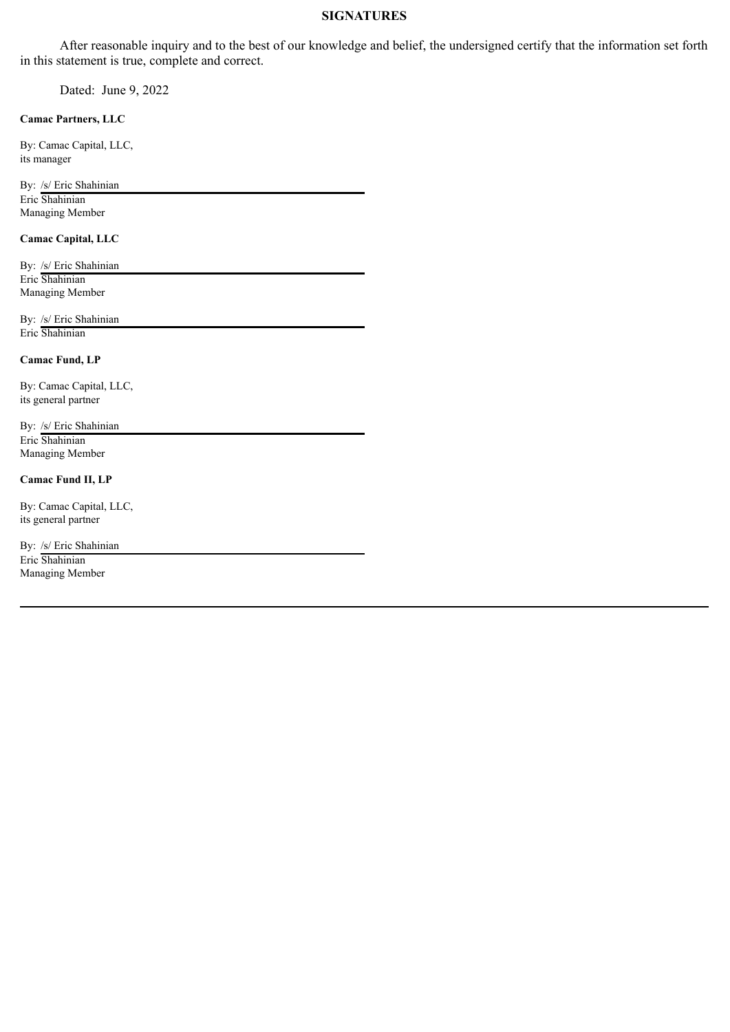## SIGNATURES

After reasonable inquiry and to the best of our knowledge and belief, the undersigned certify that the information set forth in this statement is true, complete and correct.

Dated: June 9, 2022

**Camac Partners, LLC**

By: Camac Capital, LLC,
its manager

By: /s/ Eric Shahinian
Eric Shahinian
Managing Member

**Camac Capital, LLC**

By: /s/ Eric Shahinian
Eric Shahinian
Managing Member

By: /s/ Eric Shahinian
Eric Shahinian

**Camac Fund, LP**

By: Camac Capital, LLC,
its general partner

By: /s/ Eric Shahinian
Eric Shahinian
Managing Member

**Camac Fund II, LP**

By: Camac Capital, LLC,
its general partner

By: /s/ Eric Shahinian
Eric Shahinian
Managing Member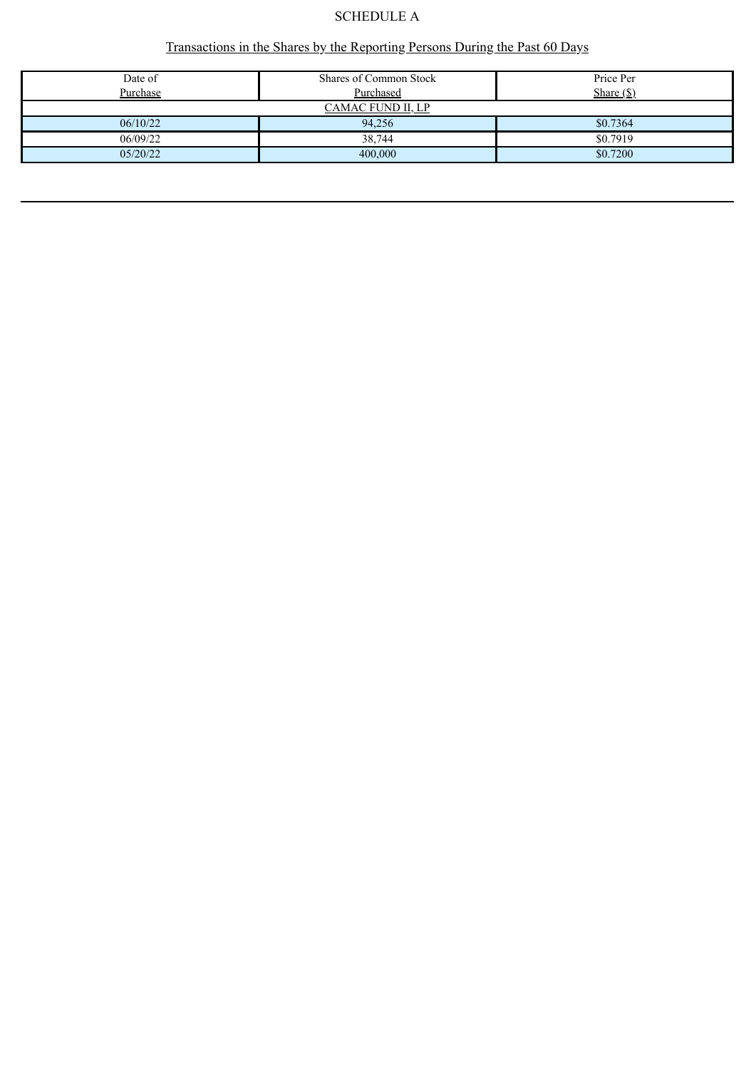SCHEDULE A

Transactions in the Shares by the Reporting Persons During the Past 60 Days

| Date of Purchase | Shares of Common Stock Purchased | Price Per Share ($) |
|---|---|---|
| CAMAC FUND II, LP | | |
| 06/10/22 | 94,256 | $0.7364 |
| 06/09/22 | 38,744 | $0.7919 |
| 05/20/22 | 400,000 | $0.7200 |